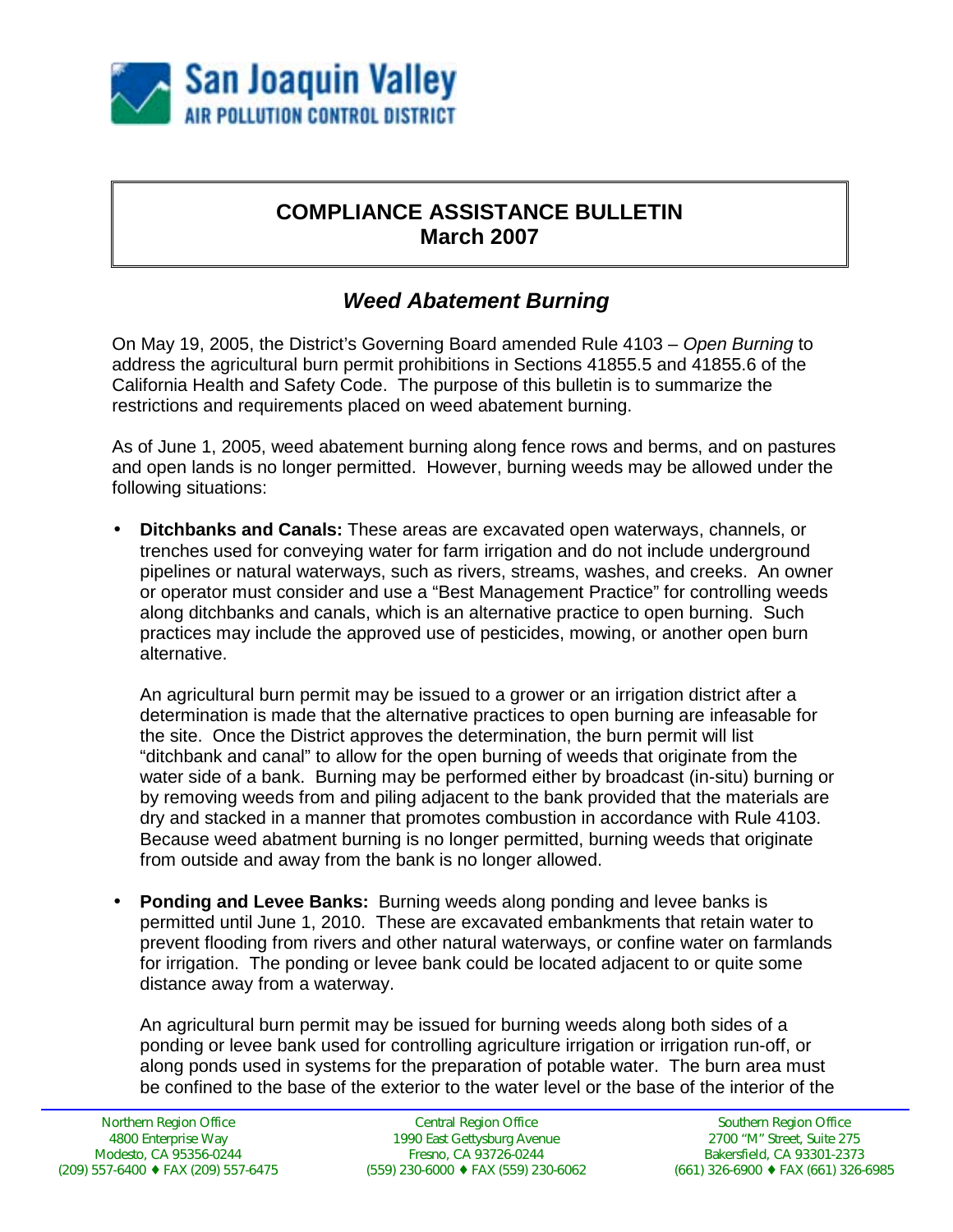San Joaquin Valley
AIR POLLUTION CONTROL DISTRICT

# COMPLIANCE ASSISTANCE BULLETIN
## March 2007

## *Weed Abatement Burning*

On May 19, 2005, the District's Governing Board amended Rule 4103 – *Open Burning* to address the agricultural burn permit prohibitions in Sections 41855.5 and 41855.6 of the California Health and Safety Code. The purpose of this bulletin is to summarize the restrictions and requirements placed on weed abatement burning.

As of June 1, 2005, weed abatement burning along fence rows and berms, and on pastures and open lands is no longer permitted. However, burning weeds may be allowed under the following situations:

- **Ditchbanks and Canals:** These areas are excavated open waterways, channels, or trenches used for conveying water for farm irrigation and do not include underground pipelines or natural waterways, such as rivers, streams, washes, and creeks. An owner or operator must consider and use a "Best Management Practice" for controlling weeds along ditchbanks and canals, which is an alternative practice to open burning. Such practices may include the approved use of pesticides, mowing, or another open burn alternative.

  An agricultural burn permit may be issued to a grower or an irrigation district after a determination is made that the alternative practices to open burning are infeasable for the site. Once the District approves the determination, the burn permit will list "ditchbank and canal" to allow for the open burning of weeds that originate from the water side of a bank. Burning may be performed either by broadcast (in-situ) burning or by removing weeds from and piling adjacent to the bank provided that the materials are dry and stacked in a manner that promotes combustion in accordance with Rule 4103. Because weed abatment burning is no longer permitted, burning weeds that originate from outside and away from the bank is no longer allowed.

- **Ponding and Levee Banks:** Burning weeds along ponding and levee banks is permitted until June 1, 2010. These are excavated embankments that retain water to prevent flooding from rivers and other natural waterways, or confine water on farmlands for irrigation. The ponding or levee bank could be located adjacent to or quite some distance away from a waterway.

  An agricultural burn permit may be issued for burning weeds along both sides of a ponding or levee bank used for controlling agriculture irrigation or irrigation run-off, or along ponds used in systems for the preparation of potable water. The burn area must be confined to the base of the exterior to the water level or the base of the interior of the

Northern Region Office
4800 Enterprise Way
Modesto, CA 95356-0244
(209) 557-6400 ♦ FAX (209) 557-6475

Central Region Office
1990 East Gettysburg Avenue
Fresno, CA 93726-0244
(559) 230-6000 ♦ FAX (559) 230-6062

Southern Region Office
2700 "M" Street, Suite 275
Bakersfield, CA 93301-2373
(661) 326-6900 ♦ FAX (661) 326-6985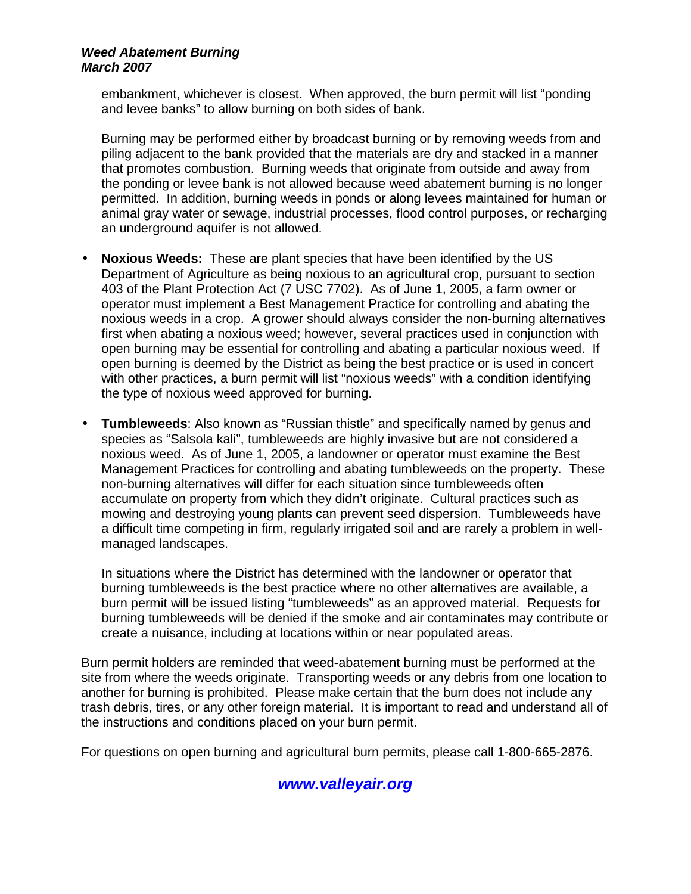embankment, whichever is closest. When approved, the burn permit will list "ponding and levee banks" to allow burning on both sides of bank.

Burning may be performed either by broadcast burning or by removing weeds from and piling adjacent to the bank provided that the materials are dry and stacked in a manner that promotes combustion. Burning weeds that originate from outside and away from the ponding or levee bank is not allowed because weed abatement burning is no longer permitted. In addition, burning weeds in ponds or along levees maintained for human or animal gray water or sewage, industrial processes, flood control purposes, or recharging an underground aquifer is not allowed.

- **Noxious Weeds:** These are plant species that have been identified by the US Department of Agriculture as being noxious to an agricultural crop, pursuant to section 403 of the Plant Protection Act (7 USC 7702). As of June 1, 2005, a farm owner or operator must implement a Best Management Practice for controlling and abating the noxious weeds in a crop. A grower should always consider the non-burning alternatives first when abating a noxious weed; however, several practices used in conjunction with open burning may be essential for controlling and abating a particular noxious weed. If open burning is deemed by the District as being the best practice or is used in concert with other practices, a burn permit will list "noxious weeds" with a condition identifying the type of noxious weed approved for burning.

- **Tumbleweeds**: Also known as "Russian thistle" and specifically named by genus and species as "Salsola kali", tumbleweeds are highly invasive but are not considered a noxious weed. As of June 1, 2005, a landowner or operator must examine the Best Management Practices for controlling and abating tumbleweeds on the property. These non-burning alternatives will differ for each situation since tumbleweeds often accumulate on property from which they didn't originate. Cultural practices such as mowing and destroying young plants can prevent seed dispersion. Tumbleweeds have a difficult time competing in firm, regularly irrigated soil and are rarely a problem in well-managed landscapes.

  In situations where the District has determined with the landowner or operator that burning tumbleweeds is the best practice where no other alternatives are available, a burn permit will be issued listing "tumbleweeds" as an approved material. Requests for burning tumbleweeds will be denied if the smoke and air contaminates may contribute or create a nuisance, including at locations within or near populated areas.

Burn permit holders are reminded that weed-abatement burning must be performed at the site from where the weeds originate. Transporting weeds or any debris from one location to another for burning is prohibited. Please make certain that the burn does not include any trash debris, tires, or any other foreign material. It is important to read and understand all of the instructions and conditions placed on your burn permit.

For questions on open burning and agricultural burn permits, please call 1-800-665-2876.

***www.valleyair.org***